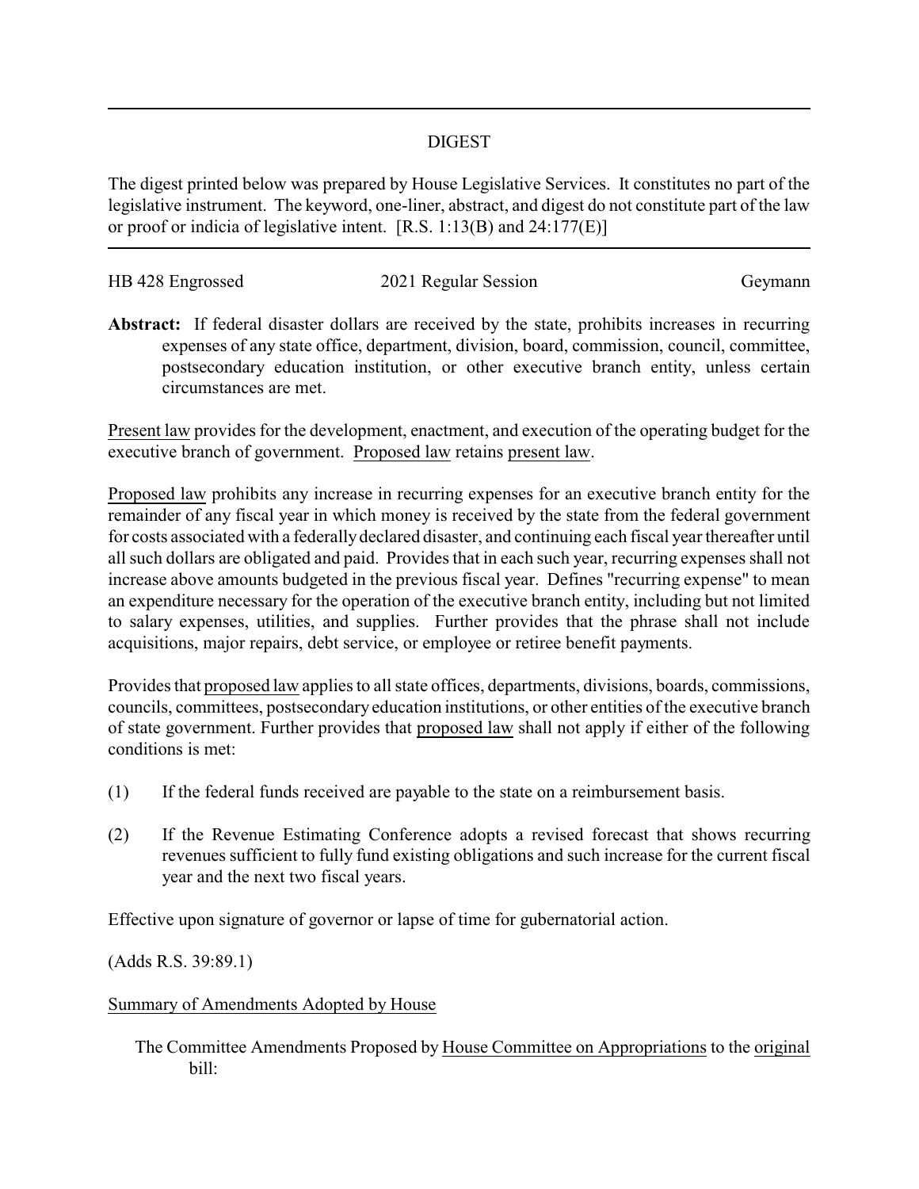# DIGEST

The digest printed below was prepared by House Legislative Services. It constitutes no part of the legislative instrument. The keyword, one-liner, abstract, and digest do not constitute part of the law or proof or indicia of legislative intent. [R.S. 1:13(B) and 24:177(E)]

| HB 428 Engrossed | 2021 Regular Session | Geymann |
|---|---|---|

**Abstract:** If federal disaster dollars are received by the state, prohibits increases in recurring expenses of any state office, department, division, board, commission, council, committee, postsecondary education institution, or other executive branch entity, unless certain circumstances are met.

Present law provides for the development, enactment, and execution of the operating budget for the executive branch of government. Proposed law retains present law.

Proposed law prohibits any increase in recurring expenses for an executive branch entity for the remainder of any fiscal year in which money is received by the state from the federal government for costs associated with a federally declared disaster, and continuing each fiscal year thereafter until all such dollars are obligated and paid. Provides that in each such year, recurring expenses shall not increase above amounts budgeted in the previous fiscal year. Defines "recurring expense" to mean an expenditure necessary for the operation of the executive branch entity, including but not limited to salary expenses, utilities, and supplies. Further provides that the phrase shall not include acquisitions, major repairs, debt service, or employee or retiree benefit payments.

Provides that proposed law applies to all state offices, departments, divisions, boards, commissions, councils, committees, postsecondary education institutions, or other entities of the executive branch of state government. Further provides that proposed law shall not apply if either of the following conditions is met:

(1) If the federal funds received are payable to the state on a reimbursement basis.

(2) If the Revenue Estimating Conference adopts a revised forecast that shows recurring revenues sufficient to fully fund existing obligations and such increase for the current fiscal year and the next two fiscal years.

Effective upon signature of governor or lapse of time for gubernatorial action.

(Adds R.S. 39:89.1)

Summary of Amendments Adopted by House

The Committee Amendments Proposed by House Committee on Appropriations to the original bill: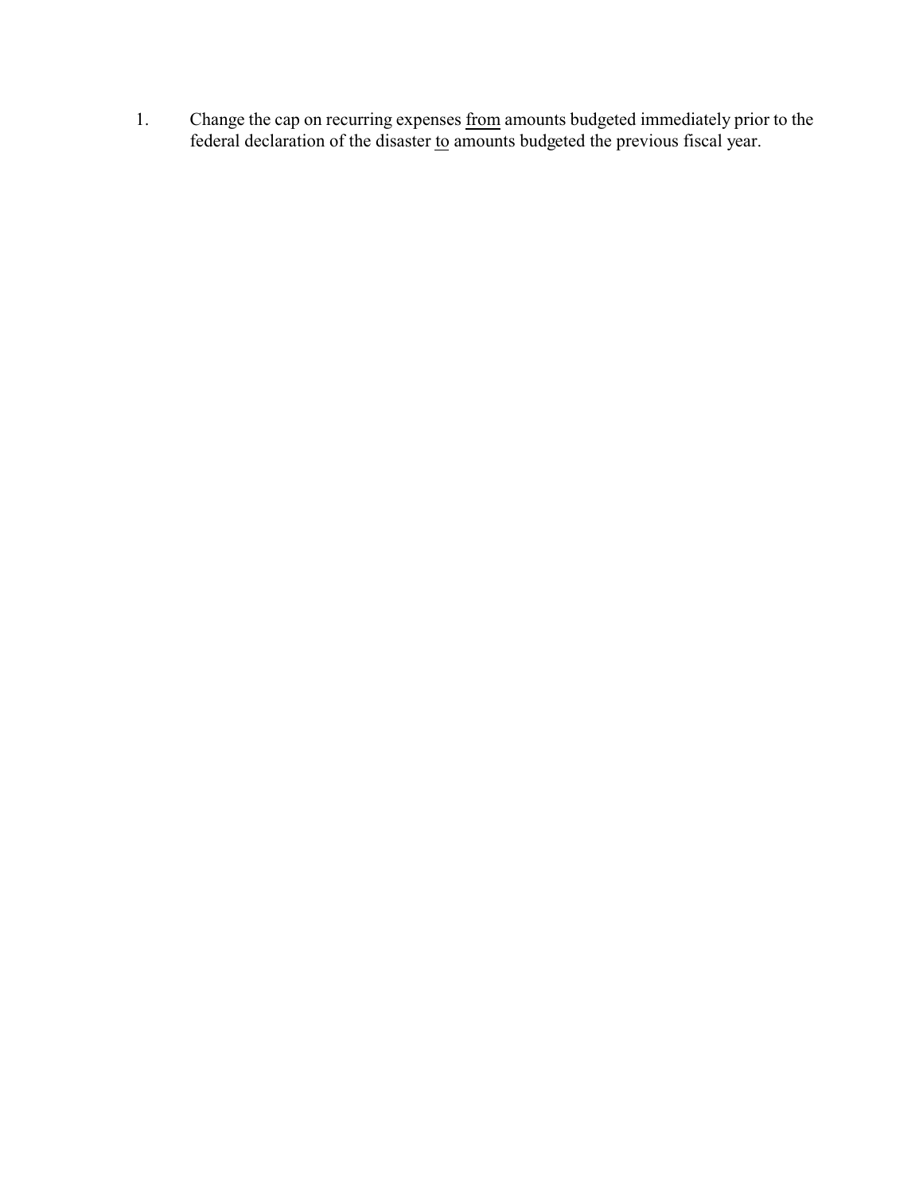1. Change the cap on recurring expenses <u>from</u> amounts budgeted immediately prior to the federal declaration of the disaster <u>to</u> amounts budgeted the previous fiscal year.